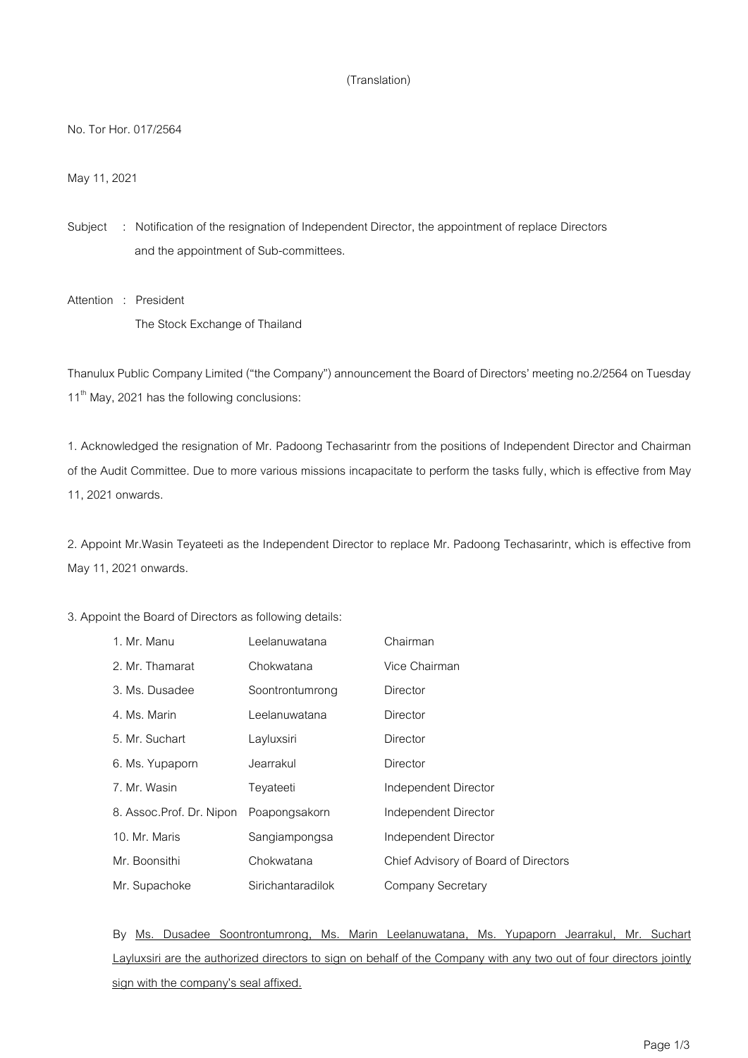(Translation)

No. Tor Hor. 017/2564

May 11, 2021

Subject : Notification of the resignation of Independent Director, the appointment of replace Directors and the appointment of Sub-committees.

Attention : President
The Stock Exchange of Thailand

Thanulux Public Company Limited ("the Company") announcement the Board of Directors' meeting no.2/2564 on Tuesday 11th May, 2021 has the following conclusions:

1. Acknowledged the resignation of Mr. Padoong Techasarintr from the positions of Independent Director and Chairman of the Audit Committee. Due to more various missions incapacitate to perform the tasks fully, which is effective from May 11, 2021 onwards.

2. Appoint Mr.Wasin Teyateeti as the Independent Director to replace Mr. Padoong Techasarintr, which is effective from May 11, 2021 onwards.

3. Appoint the Board of Directors as following details:

| | | |
|---|---|---|
| 1. Mr. Manu | Leelanuwatana | Chairman |
| 2. Mr. Thamarat | Chokwatana | Vice Chairman |
| 3. Ms. Dusadee | Soontrontumrong | Director |
| 4. Ms. Marin | Leelanuwatana | Director |
| 5. Mr. Suchart | Layluxsiri | Director |
| 6. Ms. Yupaporn | Jearrakul | Director |
| 7. Mr. Wasin | Teyateeti | Independent Director |
| 8. Assoc.Prof. Dr. Nipon | Poapongsakorn | Independent Director |
| 10. Mr. Maris | Sangiampongsa | Independent Director |
| Mr. Boonsithi | Chokwatana | Chief Advisory of Board of Directors |
| Mr. Supachoke | Sirichantaradilok | Company Secretary |

By Ms. Dusadee Soontrontumrong, Ms. Marin Leelanuwatana, Ms. Yupaporn Jearrakul, Mr. Suchart Layluxsiri are the authorized directors to sign on behalf of the Company with any two out of four directors jointly sign with the company's seal affixed.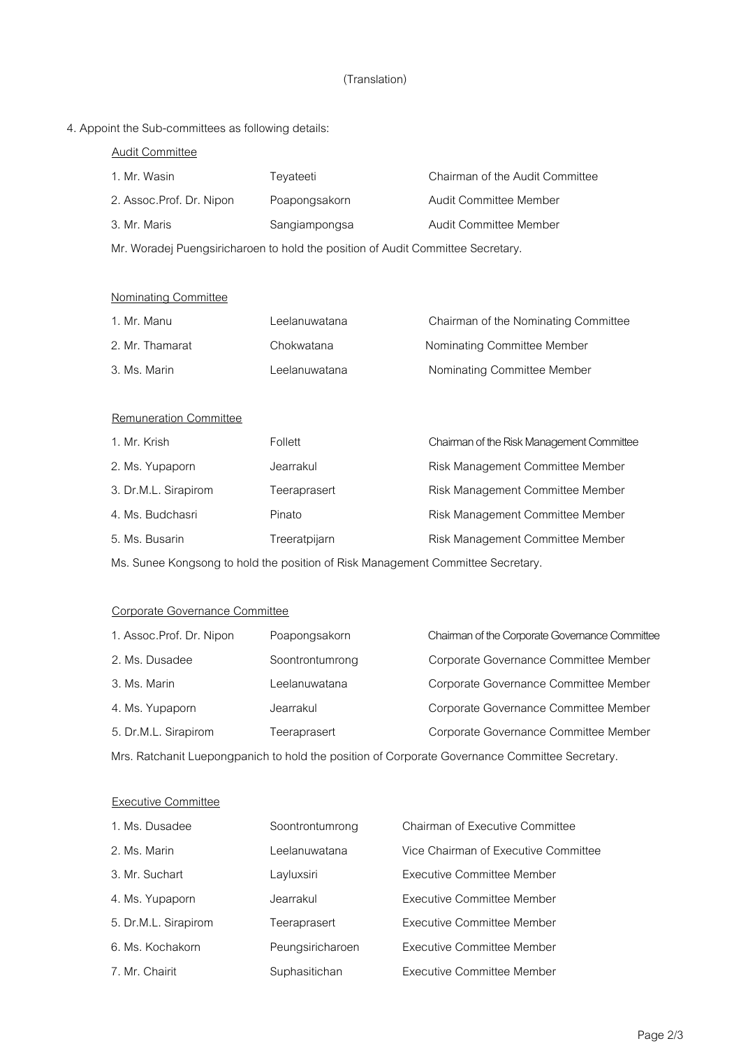(Translation)

4. Appoint the Sub-committees as following details:

Audit Committee

| | | |
|---|---|---|
| 1. Mr. Wasin | Teyateeti | Chairman of the Audit Committee |
| 2. Assoc.Prof. Dr. Nipon | Poapongsakorn | Audit Committee Member |
| 3. Mr. Maris | Sangiampongsa | Audit Committee Member |

Mr. Woradej Puengsiricharoen to hold the position of Audit Committee Secretary.

Nominating Committee

| | | |
|---|---|---|
| 1. Mr. Manu | Leelanuwatana | Chairman of the Nominating Committee |
| 2. Mr. Thamarat | Chokwatana | Nominating Committee Member |
| 3. Ms. Marin | Leelanuwatana | Nominating Committee Member |

Remuneration Committee

| | | |
|---|---|---|
| 1. Mr. Krish | Follett | Chairman of the Risk Management Committee |
| 2. Ms. Yupaporn | Jearrakul | Risk Management Committee Member |
| 3. Dr.M.L. Sirapirom | Teeraprasert | Risk Management Committee Member |
| 4. Ms. Budchasri | Pinato | Risk Management Committee Member |
| 5. Ms. Busarin | Treeratpijarn | Risk Management Committee Member |

Ms. Sunee Kongsong to hold the position of Risk Management Committee Secretary.

Corporate Governance Committee

| | | |
|---|---|---|
| 1. Assoc.Prof. Dr. Nipon | Poapongsakorn | Chairman of the Corporate Governance Committee |
| 2. Ms. Dusadee | Soontrontumrong | Corporate Governance Committee Member |
| 3. Ms. Marin | Leelanuwatana | Corporate Governance Committee Member |
| 4. Ms. Yupaporn | Jearrakul | Corporate Governance Committee Member |
| 5. Dr.M.L. Sirapirom | Teeraprasert | Corporate Governance Committee Member |

Mrs. Ratchanit Luepongpanich to hold the position of Corporate Governance Committee Secretary.

Executive Committee

| | | |
|---|---|---|
| 1. Ms. Dusadee | Soontrontumrong | Chairman of Executive Committee |
| 2. Ms. Marin | Leelanuwatana | Vice Chairman of Executive Committee |
| 3. Mr. Suchart | Layluxsiri | Executive Committee Member |
| 4. Ms. Yupaporn | Jearrakul | Executive Committee Member |
| 5. Dr.M.L. Sirapirom | Teeraprasert | Executive Committee Member |
| 6. Ms. Kochakorn | Peungsiricharoen | Executive Committee Member |
| 7. Mr. Chairit | Suphasitichan | Executive Committee Member |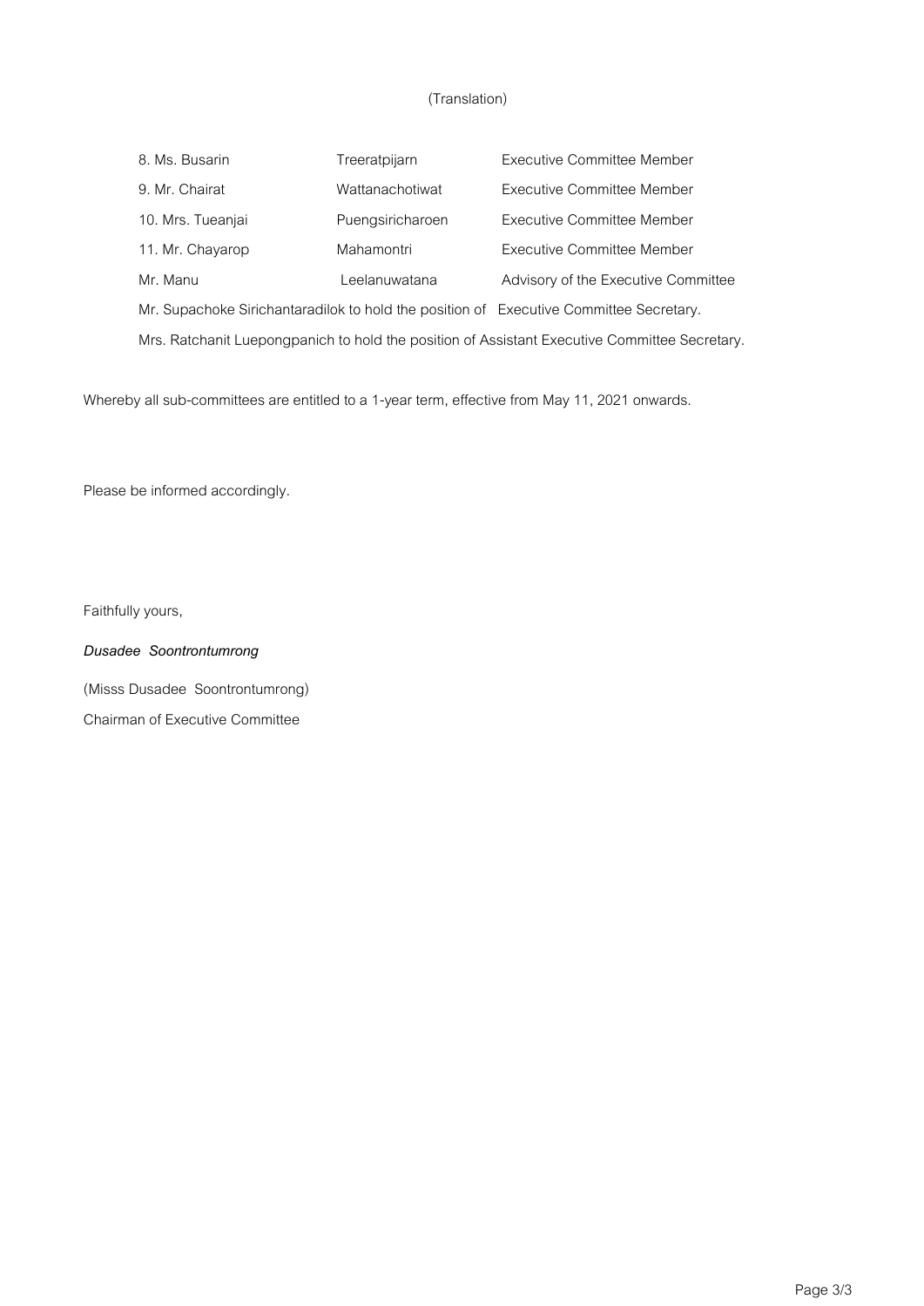(Translation)

| | | |
|---|---|---|
| 8. Ms. Busarin | Treeratpijarn | Executive Committee Member |
| 9. Mr. Chairat | Wattanachotiwat | Executive Committee Member |
| 10. Mrs. Tueanjai | Puengsiricharoen | Executive Committee Member |
| 11. Mr. Chayarop | Mahamontri | Executive Committee Member |
| Mr. Manu | Leelanuwatana | Advisory of the Executive Committee |

Mr. Supachoke Sirichantaradilok to hold the position of Executive Committee Secretary.

Mrs. Ratchanit Luepongpanich to hold the position of Assistant Executive Committee Secretary.

Whereby all sub-committees are entitled to a 1-year term, effective from May 11, 2021 onwards.

Please be informed accordingly.

Faithfully yours,

***Dusadee Soontrontumrong***

(Misss Dusadee Soontrontumrong)

Chairman of Executive Committee